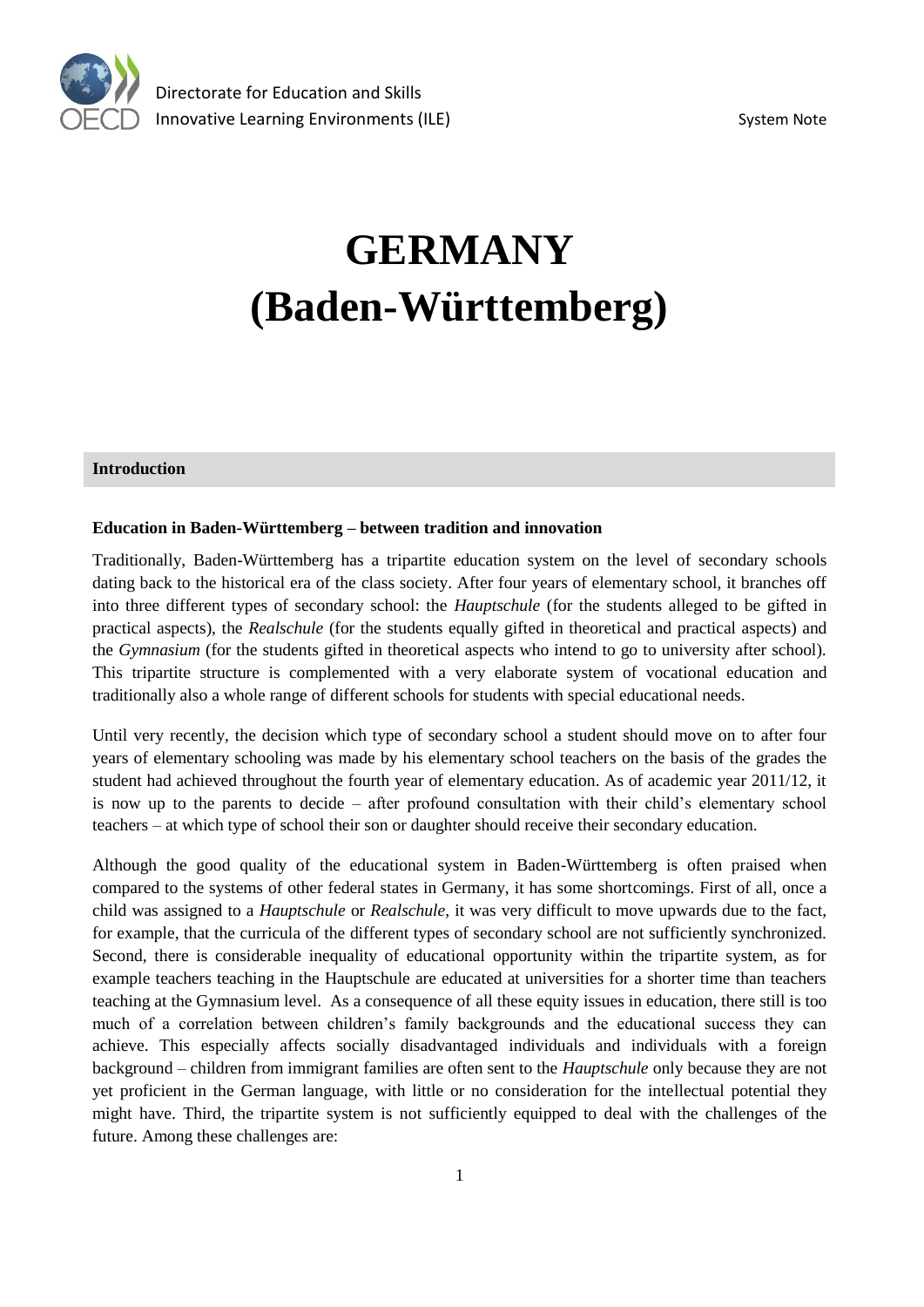# GERMANY (Baden-Württemberg)

## Introduction

### Education in Baden-Württemberg – between tradition and innovation

Traditionally, Baden-Württemberg has a tripartite education system on the level of secondary schools dating back to the historical era of the class society. After four years of elementary school, it branches off into three different types of secondary school: the *Hauptschule* (for the students alleged to be gifted in practical aspects), the *Realschule* (for the students equally gifted in theoretical and practical aspects) and the *Gymnasium* (for the students gifted in theoretical aspects who intend to go to university after school). This tripartite structure is complemented with a very elaborate system of vocational education and traditionally also a whole range of different schools for students with special educational needs.

Until very recently, the decision which type of secondary school a student should move on to after four years of elementary schooling was made by his elementary school teachers on the basis of the grades the student had achieved throughout the fourth year of elementary education. As of academic year 2011/12, it is now up to the parents to decide – after profound consultation with their child's elementary school teachers – at which type of school their son or daughter should receive their secondary education.

Although the good quality of the educational system in Baden-Württemberg is often praised when compared to the systems of other federal states in Germany, it has some shortcomings. First of all, once a child was assigned to a *Hauptschule* or *Realschule*, it was very difficult to move upwards due to the fact, for example, that the curricula of the different types of secondary school are not sufficiently synchronized. Second, there is considerable inequality of educational opportunity within the tripartite system, as for example teachers teaching in the Hauptschule are educated at universities for a shorter time than teachers teaching at the Gymnasium level. As a consequence of all these equity issues in education, there still is too much of a correlation between children's family backgrounds and the educational success they can achieve. This especially affects socially disadvantaged individuals and individuals with a foreign background – children from immigrant families are often sent to the *Hauptschule* only because they are not yet proficient in the German language, with little or no consideration for the intellectual potential they might have. Third, the tripartite system is not sufficiently equipped to deal with the challenges of the future. Among these challenges are: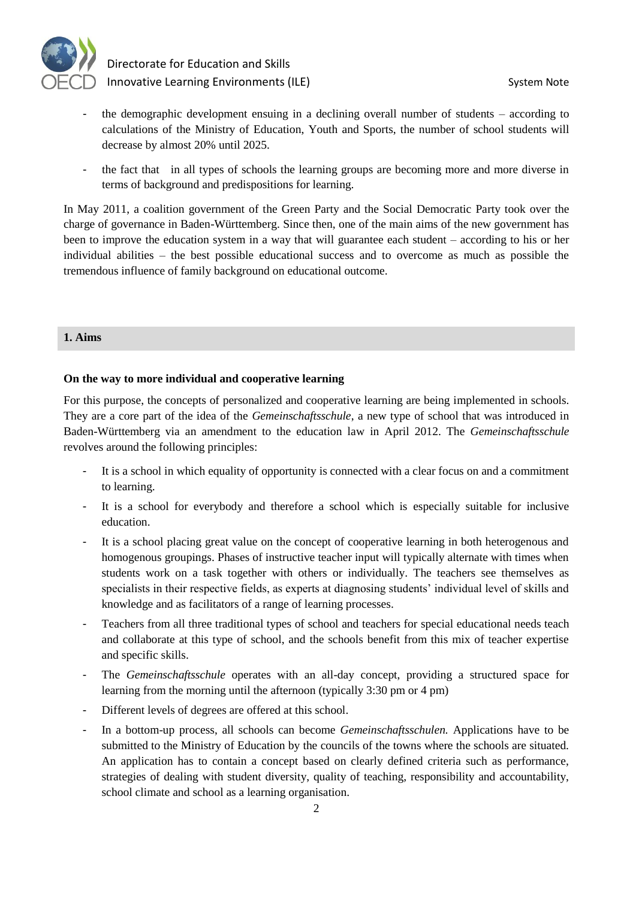- the demographic development ensuing in a declining overall number of students – according to calculations of the Ministry of Education, Youth and Sports, the number of school students will decrease by almost 20% until 2025.
- the fact that in all types of schools the learning groups are becoming more and more diverse in terms of background and predispositions for learning.

In May 2011, a coalition government of the Green Party and the Social Democratic Party took over the charge of governance in Baden-Württemberg. Since then, one of the main aims of the new government has been to improve the education system in a way that will guarantee each student – according to his or her individual abilities – the best possible educational success and to overcome as much as possible the tremendous influence of family background on educational outcome.

## 1. Aims

**On the way to more individual and cooperative learning**

For this purpose, the concepts of personalized and cooperative learning are being implemented in schools. They are a core part of the idea of the *Gemeinschaftsschule*, a new type of school that was introduced in Baden-Württemberg via an amendment to the education law in April 2012. The *Gemeinschaftsschule* revolves around the following principles:

- It is a school in which equality of opportunity is connected with a clear focus on and a commitment to learning.
- It is a school for everybody and therefore a school which is especially suitable for inclusive education.
- It is a school placing great value on the concept of cooperative learning in both heterogenous and homogenous groupings. Phases of instructive teacher input will typically alternate with times when students work on a task together with others or individually. The teachers see themselves as specialists in their respective fields, as experts at diagnosing students' individual level of skills and knowledge and as facilitators of a range of learning processes.
- Teachers from all three traditional types of school and teachers for special educational needs teach and collaborate at this type of school, and the schools benefit from this mix of teacher expertise and specific skills.
- The *Gemeinschaftsschule* operates with an all-day concept, providing a structured space for learning from the morning until the afternoon (typically 3:30 pm or 4 pm)
- Different levels of degrees are offered at this school.
- In a bottom-up process, all schools can become *Gemeinschaftsschulen.* Applications have to be submitted to the Ministry of Education by the councils of the towns where the schools are situated. An application has to contain a concept based on clearly defined criteria such as performance, strategies of dealing with student diversity, quality of teaching, responsibility and accountability, school climate and school as a learning organisation.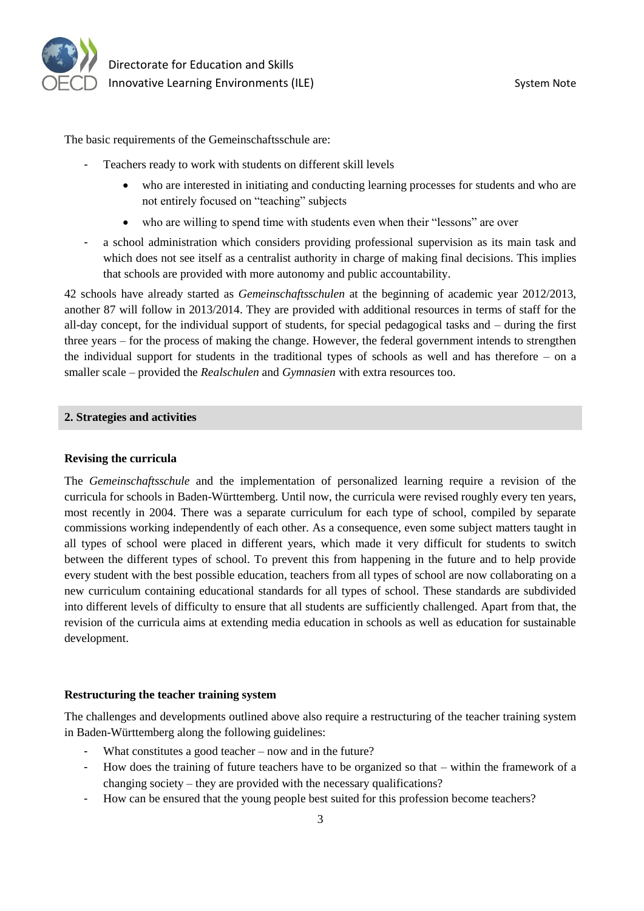The basic requirements of the Gemeinschaftsschule are:

- Teachers ready to work with students on different skill levels
    - who are interested in initiating and conducting learning processes for students and who are not entirely focused on "teaching" subjects
    - who are willing to spend time with students even when their "lessons" are over
- a school administration which considers providing professional supervision as its main task and which does not see itself as a centralist authority in charge of making final decisions. This implies that schools are provided with more autonomy and public accountability.

42 schools have already started as *Gemeinschaftsschulen* at the beginning of academic year 2012/2013, another 87 will follow in 2013/2014. They are provided with additional resources in terms of staff for the all-day concept, for the individual support of students, for special pedagogical tasks and – during the first three years – for the process of making the change. However, the federal government intends to strengthen the individual support for students in the traditional types of schools as well and has therefore – on a smaller scale – provided the *Realschulen* and *Gymnasien* with extra resources too.

## 2. Strategies and activities

### Revising the curricula

The *Gemeinschaftsschule* and the implementation of personalized learning require a revision of the curricula for schools in Baden-Württemberg. Until now, the curricula were revised roughly every ten years, most recently in 2004. There was a separate curriculum for each type of school, compiled by separate commissions working independently of each other. As a consequence, even some subject matters taught in all types of school were placed in different years, which made it very difficult for students to switch between the different types of school. To prevent this from happening in the future and to help provide every student with the best possible education, teachers from all types of school are now collaborating on a new curriculum containing educational standards for all types of school. These standards are subdivided into different levels of difficulty to ensure that all students are sufficiently challenged. Apart from that, the revision of the curricula aims at extending media education in schools as well as education for sustainable development.

### Restructuring the teacher training system

The challenges and developments outlined above also require a restructuring of the teacher training system in Baden-Württemberg along the following guidelines:

- What constitutes a good teacher – now and in the future?
- How does the training of future teachers have to be organized so that – within the framework of a changing society – they are provided with the necessary qualifications?
- How can be ensured that the young people best suited for this profession become teachers?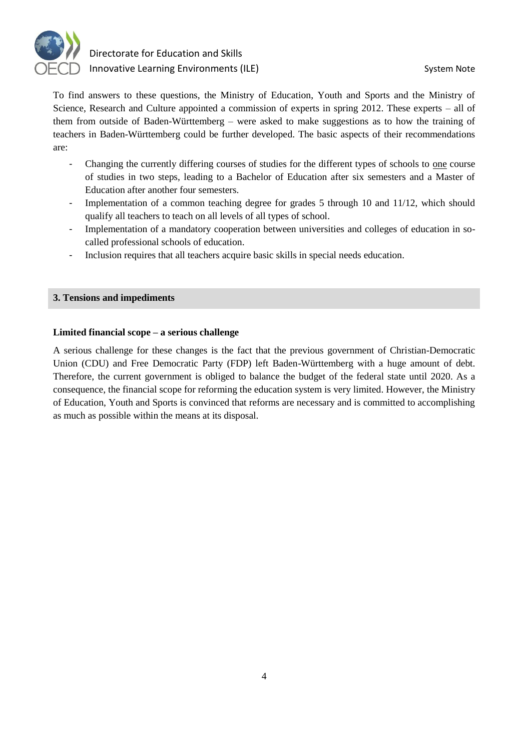To find answers to these questions, the Ministry of Education, Youth and Sports and the Ministry of Science, Research and Culture appointed a commission of experts in spring 2012. These experts – all of them from outside of Baden-Württemberg – were asked to make suggestions as to how the training of teachers in Baden-Württemberg could be further developed. The basic aspects of their recommendations are:

- Changing the currently differing courses of studies for the different types of schools to one course of studies in two steps, leading to a Bachelor of Education after six semesters and a Master of Education after another four semesters.
- Implementation of a common teaching degree for grades 5 through 10 and 11/12, which should qualify all teachers to teach on all levels of all types of school.
- Implementation of a mandatory cooperation between universities and colleges of education in so-called professional schools of education.
- Inclusion requires that all teachers acquire basic skills in special needs education.

## 3. Tensions and impediments

**Limited financial scope – a serious challenge**

A serious challenge for these changes is the fact that the previous government of Christian-Democratic Union (CDU) and Free Democratic Party (FDP) left Baden-Württemberg with a huge amount of debt. Therefore, the current government is obliged to balance the budget of the federal state until 2020. As a consequence, the financial scope for reforming the education system is very limited. However, the Ministry of Education, Youth and Sports is convinced that reforms are necessary and is committed to accomplishing as much as possible within the means at its disposal.